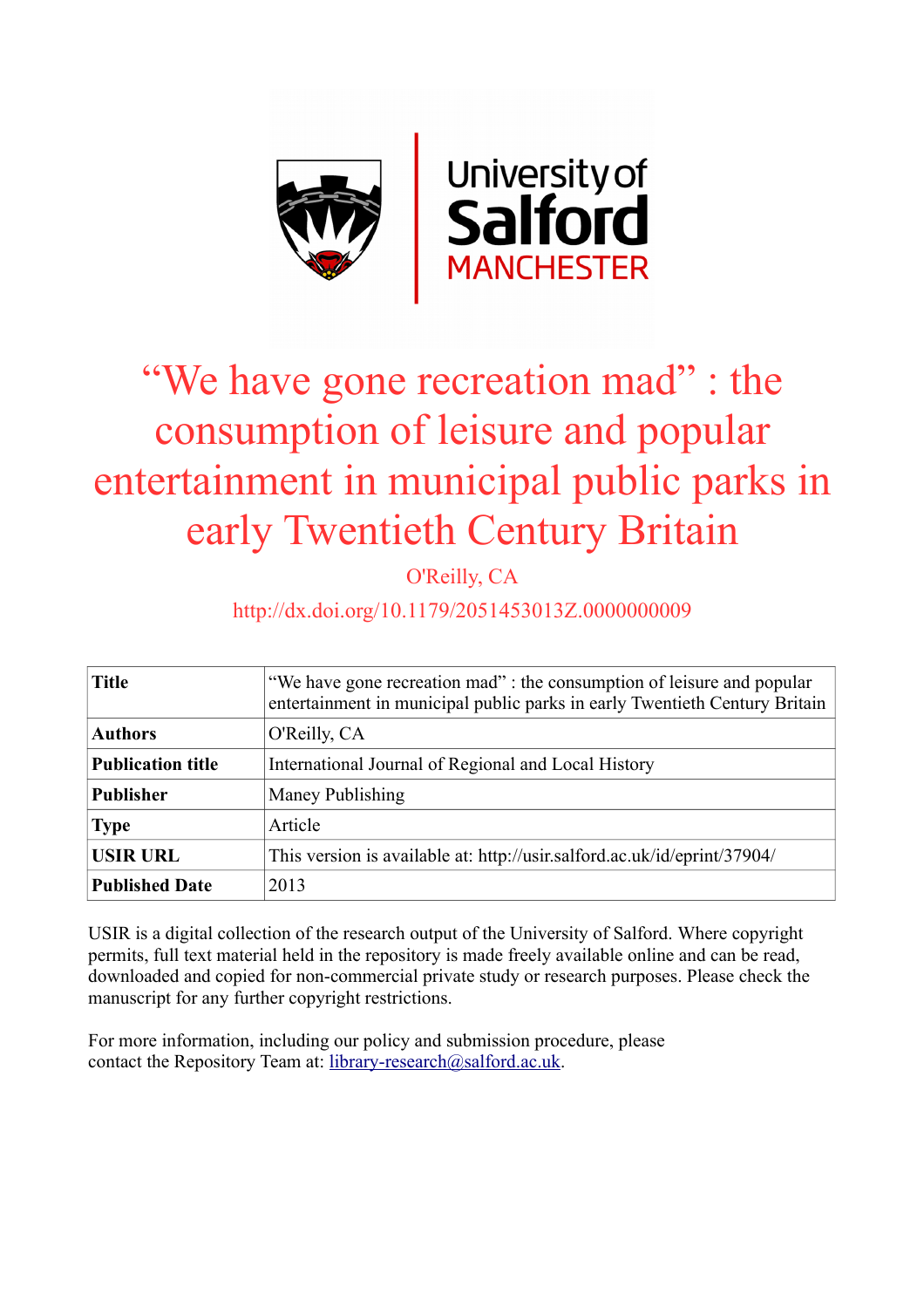# “We have gone recreation mad” : the consumption of leisure and popular entertainment in municipal public parks in early Twentieth Century Britain

O'Reilly, CA

http://dx.doi.org/10.1179/2051453013Z.0000000009

| **Title** | “We have gone recreation mad” : the consumption of leisure and popular entertainment in municipal public parks in early Twentieth Century Britain |
|---|---|
| **Authors** | O'Reilly, CA |
| **Publication title** | International Journal of Regional and Local History |
| **Publisher** | Maney Publishing |
| **Type** | Article |
| **USIR URL** | This version is available at: http://usir.salford.ac.uk/id/eprint/37904/ |
| **Published Date** | 2013 |

USIR is a digital collection of the research output of the University of Salford. Where copyright permits, full text material held in the repository is made freely available online and can be read, downloaded and copied for non-commercial private study or research purposes. Please check the manuscript for any further copyright restrictions.

For more information, including our policy and submission procedure, please contact the Repository Team at: library-research@salford.ac.uk.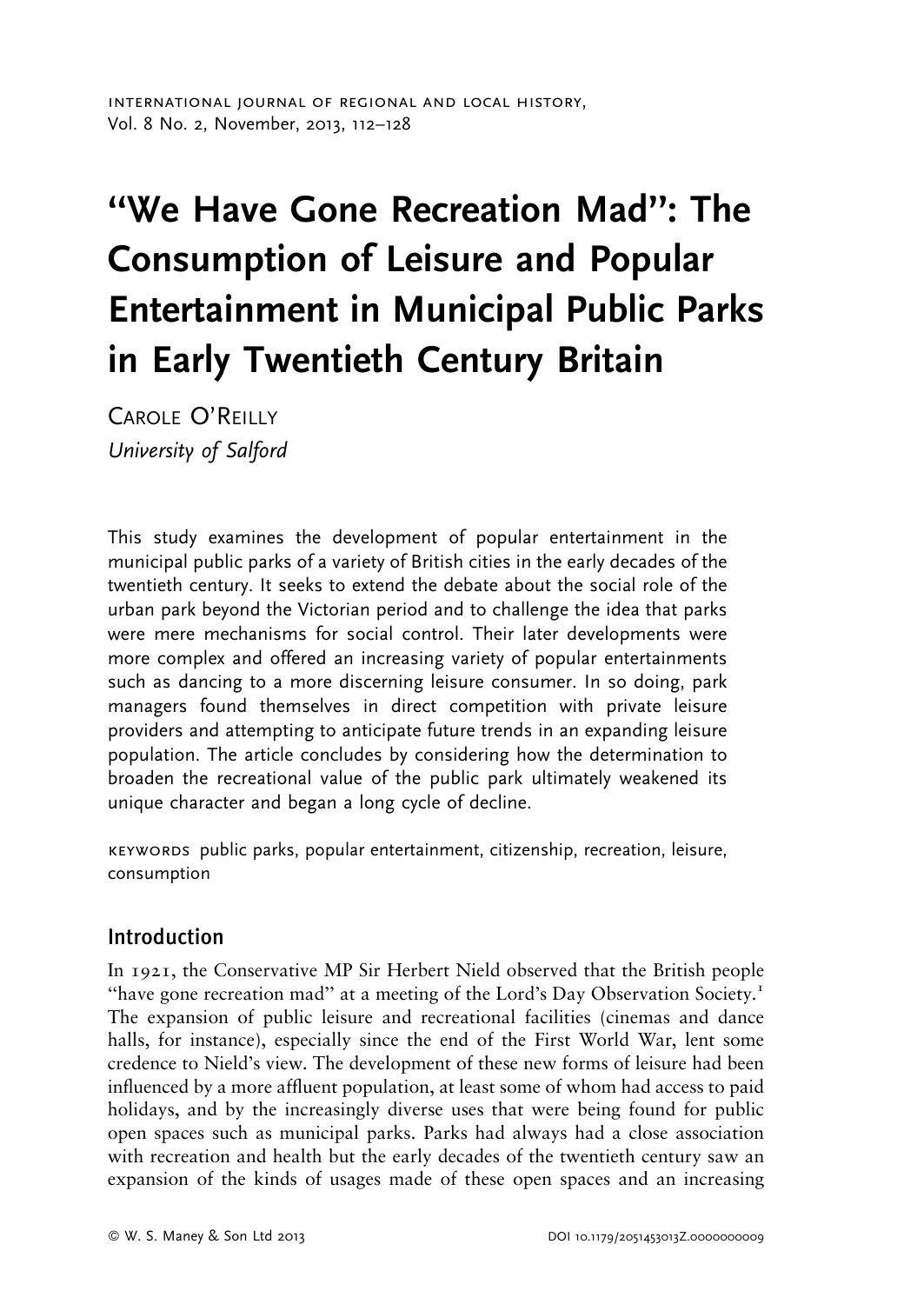# "We Have Gone Recreation Mad": The Consumption of Leisure and Popular Entertainment in Municipal Public Parks in Early Twentieth Century Britain

Carole O'Reilly

*University of Salford*

This study examines the development of popular entertainment in the municipal public parks of a variety of British cities in the early decades of the twentieth century. It seeks to extend the debate about the social role of the urban park beyond the Victorian period and to challenge the idea that parks were mere mechanisms for social control. Their later developments were more complex and offered an increasing variety of popular entertainments such as dancing to a more discerning leisure consumer. In so doing, park managers found themselves in direct competition with private leisure providers and attempting to anticipate future trends in an expanding leisure population. The article concludes by considering how the determination to broaden the recreational value of the public park ultimately weakened its unique character and began a long cycle of decline.

KEYWORDS public parks, popular entertainment, citizenship, recreation, leisure, consumption

## Introduction

In 1921, the Conservative MP Sir Herbert Nield observed that the British people "have gone recreation mad" at a meeting of the Lord's Day Observation Society.[1] The expansion of public leisure and recreational facilities (cinemas and dance halls, for instance), especially since the end of the First World War, lent some credence to Nield's view. The development of these new forms of leisure had been influenced by a more affluent population, at least some of whom had access to paid holidays, and by the increasingly diverse uses that were being found for public open spaces such as municipal parks. Parks had always had a close association with recreation and health but the early decades of the twentieth century saw an expansion of the kinds of usages made of these open spaces and an increasing

© W. S. Maney & Son Ltd 2013 DOI 10.1179/2051453013Z.0000000009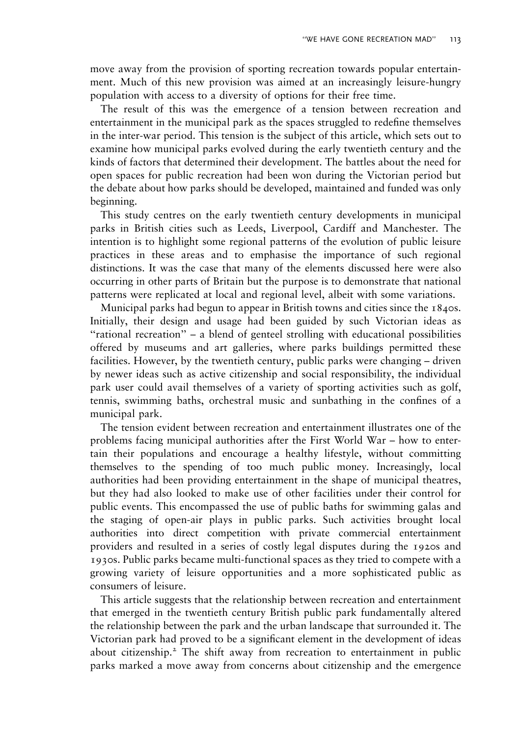move away from the provision of sporting recreation towards popular entertainment. Much of this new provision was aimed at an increasingly leisure-hungry population with access to a diversity of options for their free time.

The result of this was the emergence of a tension between recreation and entertainment in the municipal park as the spaces struggled to redefine themselves in the inter-war period. This tension is the subject of this article, which sets out to examine how municipal parks evolved during the early twentieth century and the kinds of factors that determined their development. The battles about the need for open spaces for public recreation had been won during the Victorian period but the debate about how parks should be developed, maintained and funded was only beginning.

This study centres on the early twentieth century developments in municipal parks in British cities such as Leeds, Liverpool, Cardiff and Manchester. The intention is to highlight some regional patterns of the evolution of public leisure practices in these areas and to emphasise the importance of such regional distinctions. It was the case that many of the elements discussed here were also occurring in other parts of Britain but the purpose is to demonstrate that national patterns were replicated at local and regional level, albeit with some variations.

Municipal parks had begun to appear in British towns and cities since the 1840s. Initially, their design and usage had been guided by such Victorian ideas as "rational recreation" – a blend of genteel strolling with educational possibilities offered by museums and art galleries, where parks buildings permitted these facilities. However, by the twentieth century, public parks were changing – driven by newer ideas such as active citizenship and social responsibility, the individual park user could avail themselves of a variety of sporting activities such as golf, tennis, swimming baths, orchestral music and sunbathing in the confines of a municipal park.

The tension evident between recreation and entertainment illustrates one of the problems facing municipal authorities after the First World War – how to entertain their populations and encourage a healthy lifestyle, without committing themselves to the spending of too much public money. Increasingly, local authorities had been providing entertainment in the shape of municipal theatres, but they had also looked to make use of other facilities under their control for public events. This encompassed the use of public baths for swimming galas and the staging of open-air plays in public parks. Such activities brought local authorities into direct competition with private commercial entertainment providers and resulted in a series of costly legal disputes during the 1920s and 1930s. Public parks became multi-functional spaces as they tried to compete with a growing variety of leisure opportunities and a more sophisticated public as consumers of leisure.

This article suggests that the relationship between recreation and entertainment that emerged in the twentieth century British public park fundamentally altered the relationship between the park and the urban landscape that surrounded it. The Victorian park had proved to be a significant element in the development of ideas about citizenship.[2] The shift away from recreation to entertainment in public parks marked a move away from concerns about citizenship and the emergence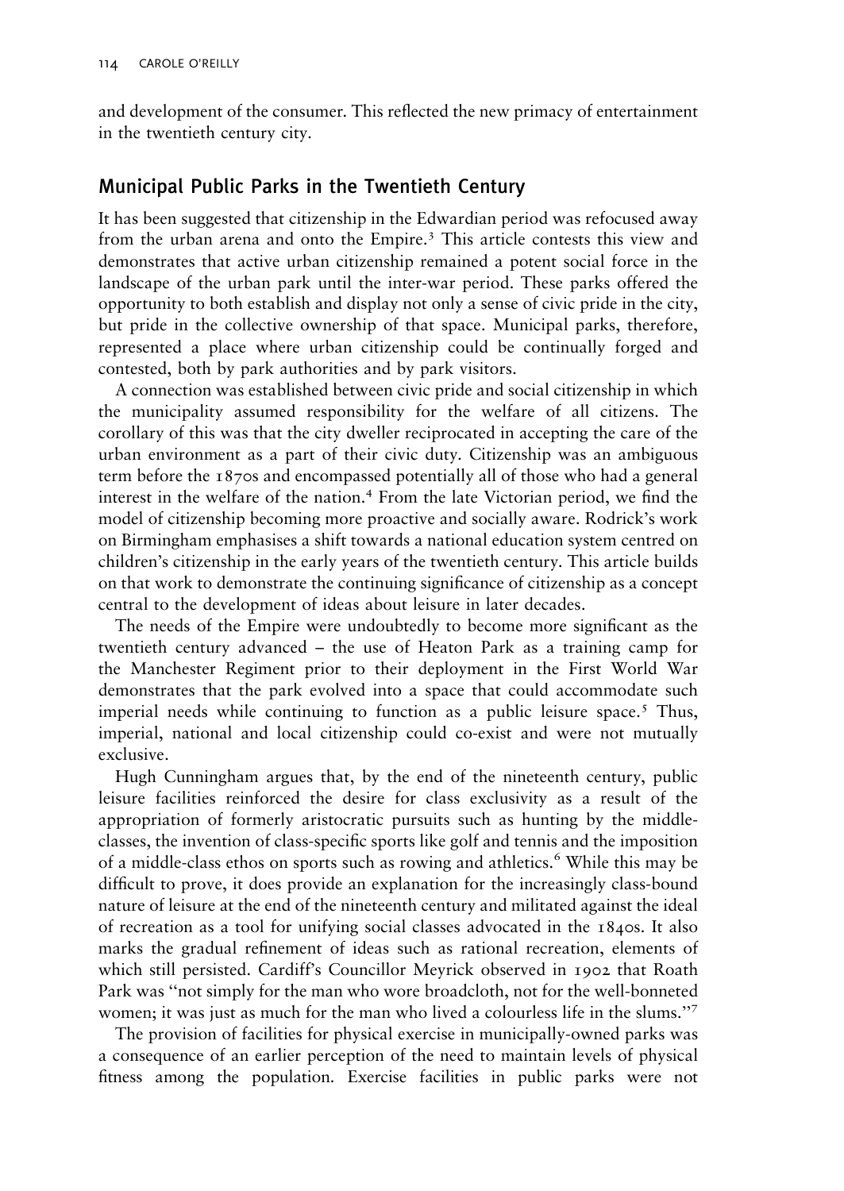and development of the consumer. This reflected the new primacy of entertainment in the twentieth century city.

## Municipal Public Parks in the Twentieth Century

It has been suggested that citizenship in the Edwardian period was refocused away from the urban arena and onto the Empire.[3] This article contests this view and demonstrates that active urban citizenship remained a potent social force in the landscape of the urban park until the inter-war period. These parks offered the opportunity to both establish and display not only a sense of civic pride in the city, but pride in the collective ownership of that space. Municipal parks, therefore, represented a place where urban citizenship could be continually forged and contested, both by park authorities and by park visitors.

A connection was established between civic pride and social citizenship in which the municipality assumed responsibility for the welfare of all citizens. The corollary of this was that the city dweller reciprocated in accepting the care of the urban environment as a part of their civic duty. Citizenship was an ambiguous term before the 1870s and encompassed potentially all of those who had a general interest in the welfare of the nation.[4] From the late Victorian period, we find the model of citizenship becoming more proactive and socially aware. Rodrick's work on Birmingham emphasises a shift towards a national education system centred on children's citizenship in the early years of the twentieth century. This article builds on that work to demonstrate the continuing significance of citizenship as a concept central to the development of ideas about leisure in later decades.

The needs of the Empire were undoubtedly to become more significant as the twentieth century advanced – the use of Heaton Park as a training camp for the Manchester Regiment prior to their deployment in the First World War demonstrates that the park evolved into a space that could accommodate such imperial needs while continuing to function as a public leisure space.[5] Thus, imperial, national and local citizenship could co-exist and were not mutually exclusive.

Hugh Cunningham argues that, by the end of the nineteenth century, public leisure facilities reinforced the desire for class exclusivity as a result of the appropriation of formerly aristocratic pursuits such as hunting by the middle-classes, the invention of class-specific sports like golf and tennis and the imposition of a middle-class ethos on sports such as rowing and athletics.[6] While this may be difficult to prove, it does provide an explanation for the increasingly class-bound nature of leisure at the end of the nineteenth century and militated against the ideal of recreation as a tool for unifying social classes advocated in the 1840s. It also marks the gradual refinement of ideas such as rational recreation, elements of which still persisted. Cardiff's Councillor Meyrick observed in 1902 that Roath Park was "not simply for the man who wore broadcloth, not for the well-bonneted women; it was just as much for the man who lived a colourless life in the slums."[7]

The provision of facilities for physical exercise in municipally-owned parks was a consequence of an earlier perception of the need to maintain levels of physical fitness among the population. Exercise facilities in public parks were not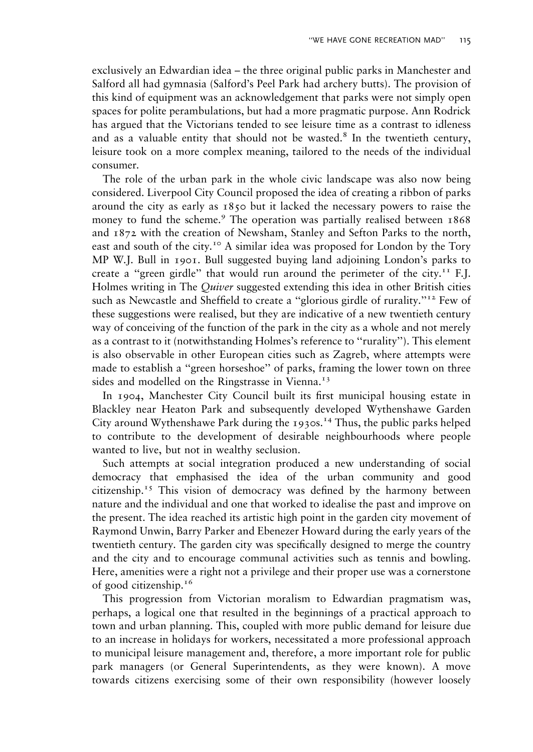exclusively an Edwardian idea – the three original public parks in Manchester and Salford all had gymnasia (Salford's Peel Park had archery butts). The provision of this kind of equipment was an acknowledgement that parks were not simply open spaces for polite perambulations, but had a more pragmatic purpose. Ann Rodrick has argued that the Victorians tended to see leisure time as a contrast to idleness and as a valuable entity that should not be wasted.[8] In the twentieth century, leisure took on a more complex meaning, tailored to the needs of the individual consumer.

The role of the urban park in the whole civic landscape was also now being considered. Liverpool City Council proposed the idea of creating a ribbon of parks around the city as early as 1850 but it lacked the necessary powers to raise the money to fund the scheme.[9] The operation was partially realised between 1868 and 1872 with the creation of Newsham, Stanley and Sefton Parks to the north, east and south of the city.[10] A similar idea was proposed for London by the Tory MP W.J. Bull in 1901. Bull suggested buying land adjoining London's parks to create a "green girdle" that would run around the perimeter of the city.[11] F.J. Holmes writing in The *Quiver* suggested extending this idea in other British cities such as Newcastle and Sheffield to create a "glorious girdle of rurality."[12] Few of these suggestions were realised, but they are indicative of a new twentieth century way of conceiving of the function of the park in the city as a whole and not merely as a contrast to it (notwithstanding Holmes's reference to "rurality"). This element is also observable in other European cities such as Zagreb, where attempts were made to establish a "green horseshoe" of parks, framing the lower town on three sides and modelled on the Ringstrasse in Vienna.[13]

In 1904, Manchester City Council built its first municipal housing estate in Blackley near Heaton Park and subsequently developed Wythenshawe Garden City around Wythenshawe Park during the 1930s.[14] Thus, the public parks helped to contribute to the development of desirable neighbourhoods where people wanted to live, but not in wealthy seclusion.

Such attempts at social integration produced a new understanding of social democracy that emphasised the idea of the urban community and good citizenship.[15] This vision of democracy was defined by the harmony between nature and the individual and one that worked to idealise the past and improve on the present. The idea reached its artistic high point in the garden city movement of Raymond Unwin, Barry Parker and Ebenezer Howard during the early years of the twentieth century. The garden city was specifically designed to merge the country and the city and to encourage communal activities such as tennis and bowling. Here, amenities were a right not a privilege and their proper use was a cornerstone of good citizenship.[16]

This progression from Victorian moralism to Edwardian pragmatism was, perhaps, a logical one that resulted in the beginnings of a practical approach to town and urban planning. This, coupled with more public demand for leisure due to an increase in holidays for workers, necessitated a more professional approach to municipal leisure management and, therefore, a more important role for public park managers (or General Superintendents, as they were known). A move towards citizens exercising some of their own responsibility (however loosely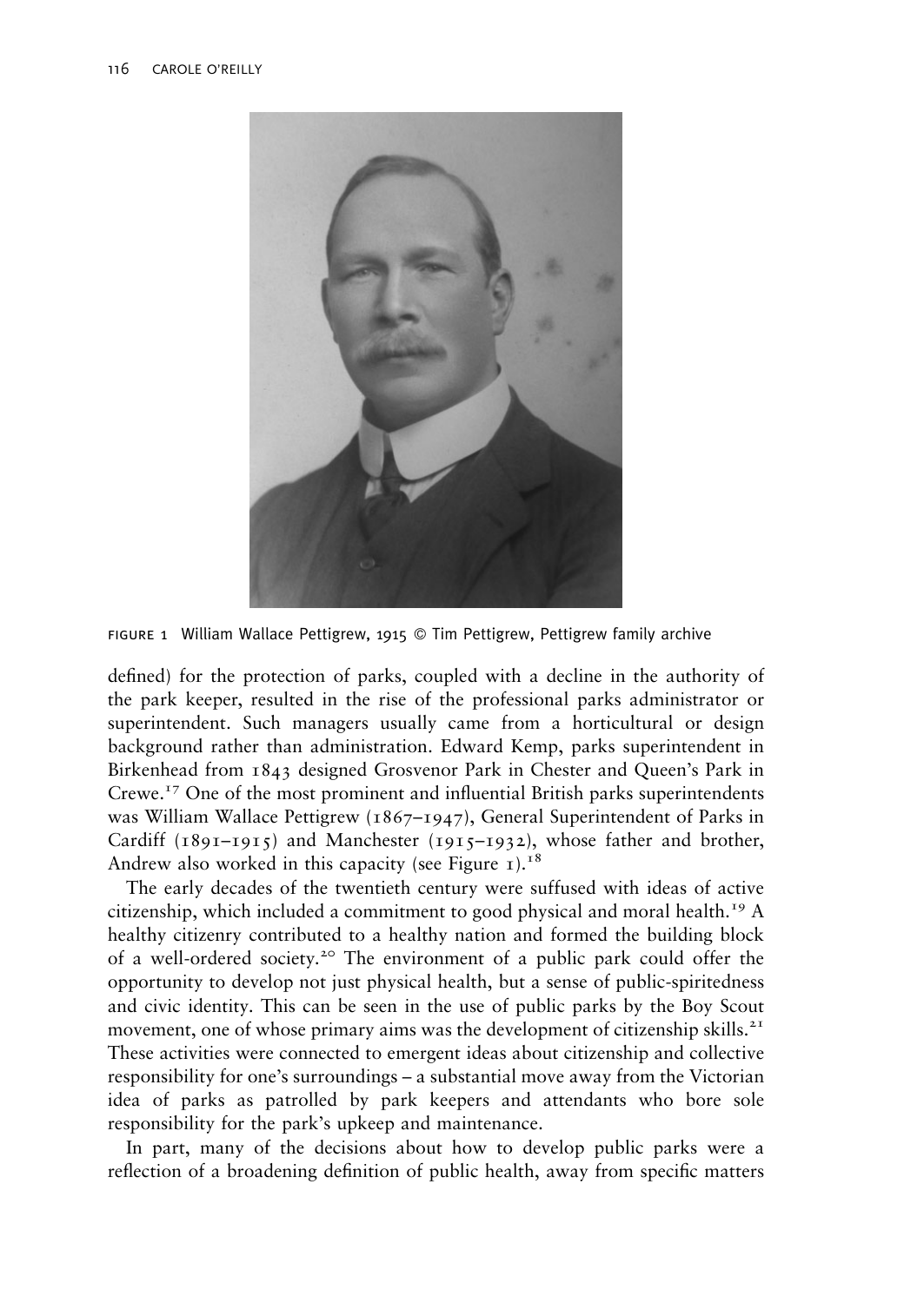FIGURE 1 William Wallace Pettigrew, 1915 © Tim Pettigrew, Pettigrew family archive

defined) for the protection of parks, coupled with a decline in the authority of the park keeper, resulted in the rise of the professional parks administrator or superintendent. Such managers usually came from a horticultural or design background rather than administration. Edward Kemp, parks superintendent in Birkenhead from 1843 designed Grosvenor Park in Chester and Queen's Park in Crewe.[17] One of the most prominent and influential British parks superintendents was William Wallace Pettigrew (1867–1947), General Superintendent of Parks in Cardiff (1891–1915) and Manchester (1915–1932), whose father and brother, Andrew also worked in this capacity (see Figure 1).[18]

The early decades of the twentieth century were suffused with ideas of active citizenship, which included a commitment to good physical and moral health.[19] A healthy citizenry contributed to a healthy nation and formed the building block of a well-ordered society.[20] The environment of a public park could offer the opportunity to develop not just physical health, but a sense of public-spiritedness and civic identity. This can be seen in the use of public parks by the Boy Scout movement, one of whose primary aims was the development of citizenship skills.[21] These activities were connected to emergent ideas about citizenship and collective responsibility for one's surroundings – a substantial move away from the Victorian idea of parks as patrolled by park keepers and attendants who bore sole responsibility for the park's upkeep and maintenance.

In part, many of the decisions about how to develop public parks were a reflection of a broadening definition of public health, away from specific matters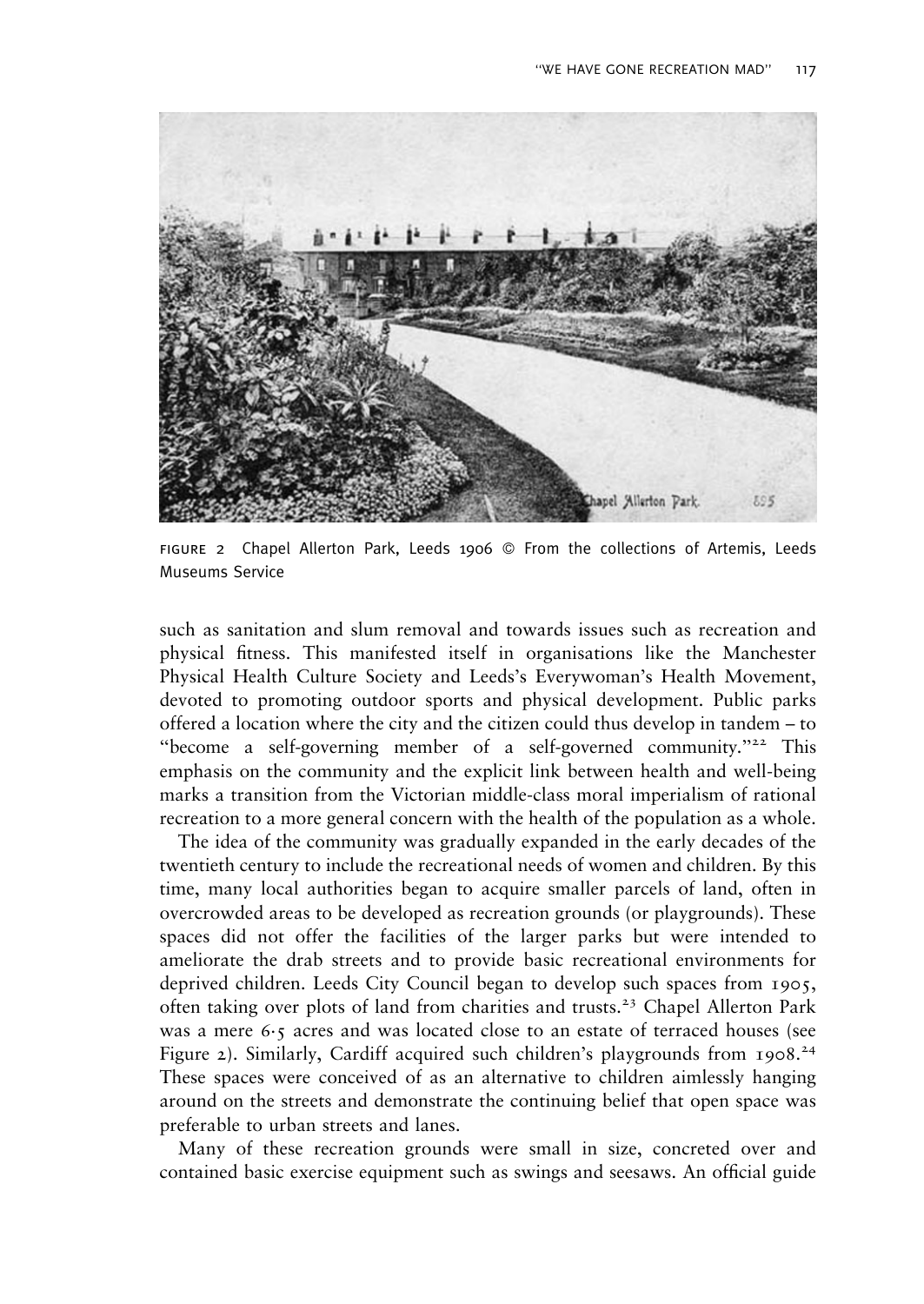FIGURE 2 Chapel Allerton Park, Leeds 1906 © From the collections of Artemis, Leeds Museums Service

such as sanitation and slum removal and towards issues such as recreation and physical fitness. This manifested itself in organisations like the Manchester Physical Health Culture Society and Leeds's Everywoman's Health Movement, devoted to promoting outdoor sports and physical development. Public parks offered a location where the city and the citizen could thus develop in tandem – to "become a self-governing member of a self-governed community."[22] This emphasis on the community and the explicit link between health and well-being marks a transition from the Victorian middle-class moral imperialism of rational recreation to a more general concern with the health of the population as a whole.

The idea of the community was gradually expanded in the early decades of the twentieth century to include the recreational needs of women and children. By this time, many local authorities began to acquire smaller parcels of land, often in overcrowded areas to be developed as recreation grounds (or playgrounds). These spaces did not offer the facilities of the larger parks but were intended to ameliorate the drab streets and to provide basic recreational environments for deprived children. Leeds City Council began to develop such spaces from 1905, often taking over plots of land from charities and trusts.[23] Chapel Allerton Park was a mere 6·5 acres and was located close to an estate of terraced houses (see Figure 2). Similarly, Cardiff acquired such children's playgrounds from 1908.[24] These spaces were conceived of as an alternative to children aimlessly hanging around on the streets and demonstrate the continuing belief that open space was preferable to urban streets and lanes.

Many of these recreation grounds were small in size, concreted over and contained basic exercise equipment such as swings and seesaws. An official guide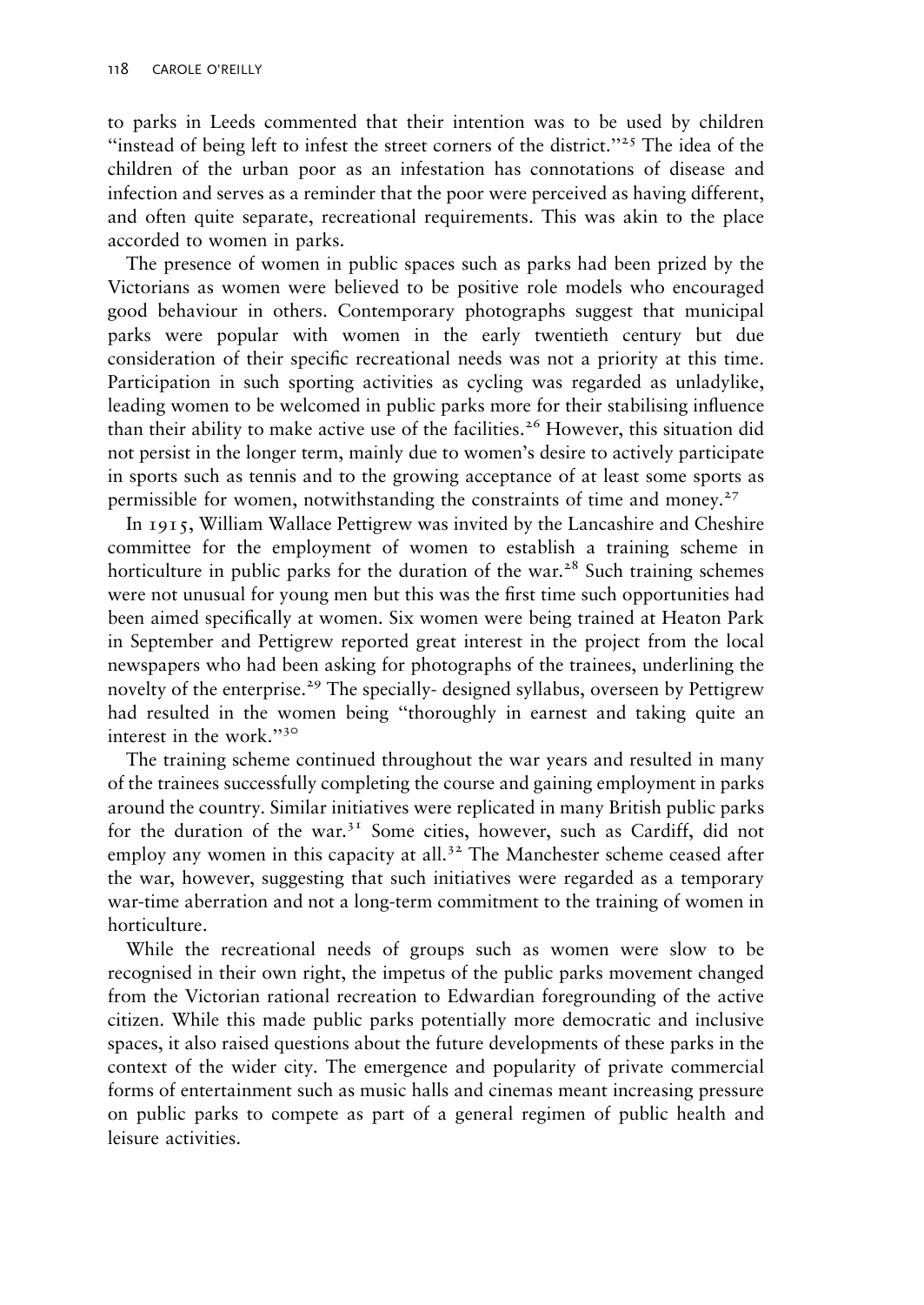to parks in Leeds commented that their intention was to be used by children "instead of being left to infest the street corners of the district."[25] The idea of the children of the urban poor as an infestation has connotations of disease and infection and serves as a reminder that the poor were perceived as having different, and often quite separate, recreational requirements. This was akin to the place accorded to women in parks.

The presence of women in public spaces such as parks had been prized by the Victorians as women were believed to be positive role models who encouraged good behaviour in others. Contemporary photographs suggest that municipal parks were popular with women in the early twentieth century but due consideration of their specific recreational needs was not a priority at this time. Participation in such sporting activities as cycling was regarded as unladylike, leading women to be welcomed in public parks more for their stabilising influence than their ability to make active use of the facilities.[26] However, this situation did not persist in the longer term, mainly due to women's desire to actively participate in sports such as tennis and to the growing acceptance of at least some sports as permissible for women, notwithstanding the constraints of time and money.[27]

In 1915, William Wallace Pettigrew was invited by the Lancashire and Cheshire committee for the employment of women to establish a training scheme in horticulture in public parks for the duration of the war.[28] Such training schemes were not unusual for young men but this was the first time such opportunities had been aimed specifically at women. Six women were being trained at Heaton Park in September and Pettigrew reported great interest in the project from the local newspapers who had been asking for photographs of the trainees, underlining the novelty of the enterprise.[29] The specially- designed syllabus, overseen by Pettigrew had resulted in the women being "thoroughly in earnest and taking quite an interest in the work."[30]

The training scheme continued throughout the war years and resulted in many of the trainees successfully completing the course and gaining employment in parks around the country. Similar initiatives were replicated in many British public parks for the duration of the war.[31] Some cities, however, such as Cardiff, did not employ any women in this capacity at all.[32] The Manchester scheme ceased after the war, however, suggesting that such initiatives were regarded as a temporary war-time aberration and not a long-term commitment to the training of women in horticulture.

While the recreational needs of groups such as women were slow to be recognised in their own right, the impetus of the public parks movement changed from the Victorian rational recreation to Edwardian foregrounding of the active citizen. While this made public parks potentially more democratic and inclusive spaces, it also raised questions about the future developments of these parks in the context of the wider city. The emergence and popularity of private commercial forms of entertainment such as music halls and cinemas meant increasing pressure on public parks to compete as part of a general regimen of public health and leisure activities.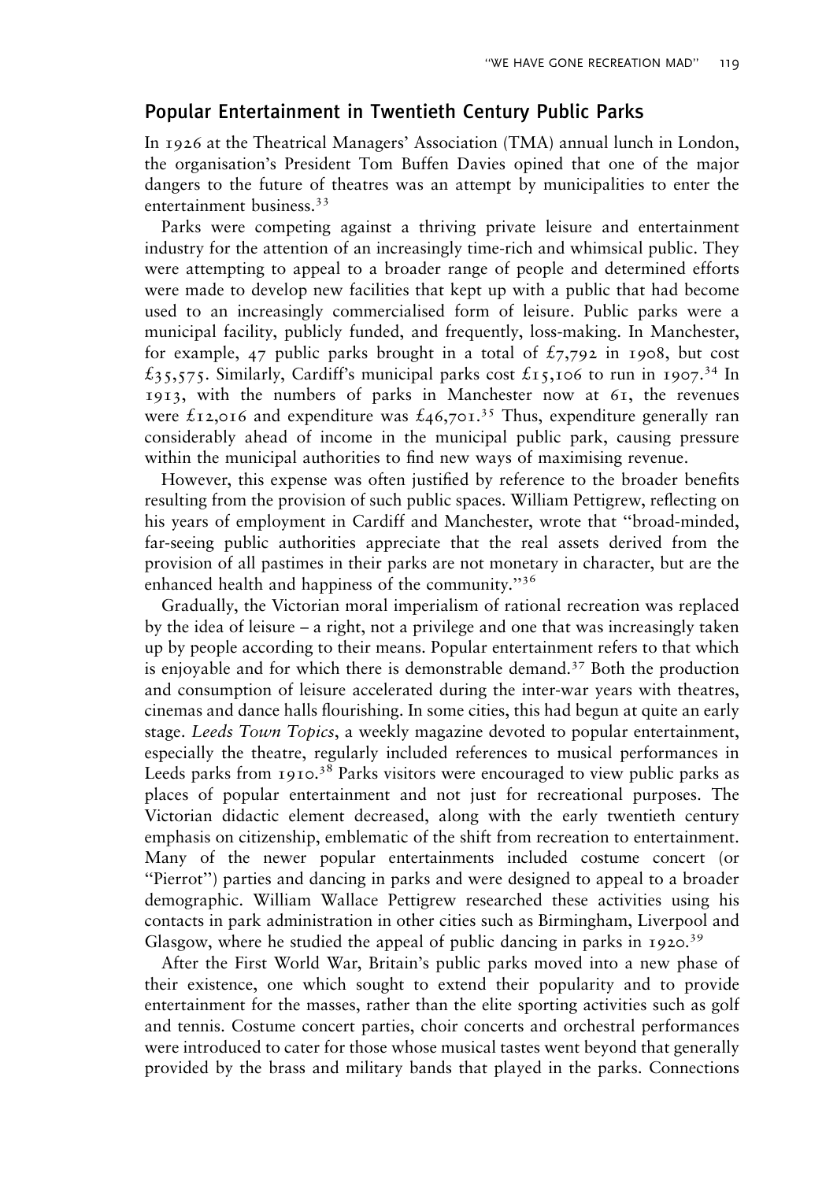## Popular Entertainment in Twentieth Century Public Parks

In 1926 at the Theatrical Managers' Association (TMA) annual lunch in London, the organisation's President Tom Buffen Davies opined that one of the major dangers to the future of theatres was an attempt by municipalities to enter the entertainment business.[33]

Parks were competing against a thriving private leisure and entertainment industry for the attention of an increasingly time-rich and whimsical public. They were attempting to appeal to a broader range of people and determined efforts were made to develop new facilities that kept up with a public that had become used to an increasingly commercialised form of leisure. Public parks were a municipal facility, publicly funded, and frequently, loss-making. In Manchester, for example, 47 public parks brought in a total of £7,792 in 1908, but cost £35,575. Similarly, Cardiff's municipal parks cost £15,106 to run in 1907.[34] In 1913, with the numbers of parks in Manchester now at 61, the revenues were £12,016 and expenditure was £46,701.[35] Thus, expenditure generally ran considerably ahead of income in the municipal public park, causing pressure within the municipal authorities to find new ways of maximising revenue.

However, this expense was often justified by reference to the broader benefits resulting from the provision of such public spaces. William Pettigrew, reflecting on his years of employment in Cardiff and Manchester, wrote that "broad-minded, far-seeing public authorities appreciate that the real assets derived from the provision of all pastimes in their parks are not monetary in character, but are the enhanced health and happiness of the community."[36]

Gradually, the Victorian moral imperialism of rational recreation was replaced by the idea of leisure – a right, not a privilege and one that was increasingly taken up by people according to their means. Popular entertainment refers to that which is enjoyable and for which there is demonstrable demand.[37] Both the production and consumption of leisure accelerated during the inter-war years with theatres, cinemas and dance halls flourishing. In some cities, this had begun at quite an early stage. *Leeds Town Topics*, a weekly magazine devoted to popular entertainment, especially the theatre, regularly included references to musical performances in Leeds parks from 1910.[38] Parks visitors were encouraged to view public parks as places of popular entertainment and not just for recreational purposes. The Victorian didactic element decreased, along with the early twentieth century emphasis on citizenship, emblematic of the shift from recreation to entertainment. Many of the newer popular entertainments included costume concert (or "Pierrot") parties and dancing in parks and were designed to appeal to a broader demographic. William Wallace Pettigrew researched these activities using his contacts in park administration in other cities such as Birmingham, Liverpool and Glasgow, where he studied the appeal of public dancing in parks in 1920.[39]

After the First World War, Britain's public parks moved into a new phase of their existence, one which sought to extend their popularity and to provide entertainment for the masses, rather than the elite sporting activities such as golf and tennis. Costume concert parties, choir concerts and orchestral performances were introduced to cater for those whose musical tastes went beyond that generally provided by the brass and military bands that played in the parks. Connections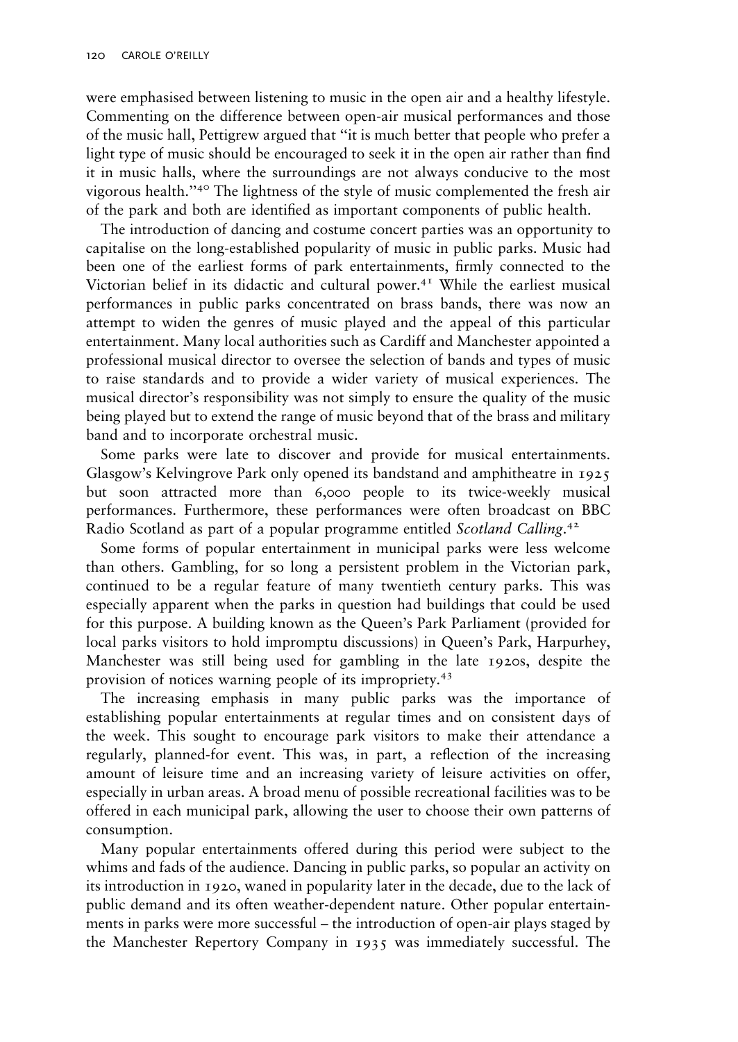were emphasised between listening to music in the open air and a healthy lifestyle. Commenting on the difference between open-air musical performances and those of the music hall, Pettigrew argued that "it is much better that people who prefer a light type of music should be encouraged to seek it in the open air rather than find it in music halls, where the surroundings are not always conducive to the most vigorous health."[40] The lightness of the style of music complemented the fresh air of the park and both are identified as important components of public health.

The introduction of dancing and costume concert parties was an opportunity to capitalise on the long-established popularity of music in public parks. Music had been one of the earliest forms of park entertainments, firmly connected to the Victorian belief in its didactic and cultural power.[41] While the earliest musical performances in public parks concentrated on brass bands, there was now an attempt to widen the genres of music played and the appeal of this particular entertainment. Many local authorities such as Cardiff and Manchester appointed a professional musical director to oversee the selection of bands and types of music to raise standards and to provide a wider variety of musical experiences. The musical director's responsibility was not simply to ensure the quality of the music being played but to extend the range of music beyond that of the brass and military band and to incorporate orchestral music.

Some parks were late to discover and provide for musical entertainments. Glasgow's Kelvingrove Park only opened its bandstand and amphitheatre in 1925 but soon attracted more than 6,000 people to its twice-weekly musical performances. Furthermore, these performances were often broadcast on BBC Radio Scotland as part of a popular programme entitled *Scotland Calling*.[42]

Some forms of popular entertainment in municipal parks were less welcome than others. Gambling, for so long a persistent problem in the Victorian park, continued to be a regular feature of many twentieth century parks. This was especially apparent when the parks in question had buildings that could be used for this purpose. A building known as the Queen's Park Parliament (provided for local parks visitors to hold impromptu discussions) in Queen's Park, Harpurhey, Manchester was still being used for gambling in the late 1920s, despite the provision of notices warning people of its impropriety.[43]

The increasing emphasis in many public parks was the importance of establishing popular entertainments at regular times and on consistent days of the week. This sought to encourage park visitors to make their attendance a regularly, planned-for event. This was, in part, a reflection of the increasing amount of leisure time and an increasing variety of leisure activities on offer, especially in urban areas. A broad menu of possible recreational facilities was to be offered in each municipal park, allowing the user to choose their own patterns of consumption.

Many popular entertainments offered during this period were subject to the whims and fads of the audience. Dancing in public parks, so popular an activity on its introduction in 1920, waned in popularity later in the decade, due to the lack of public demand and its often weather-dependent nature. Other popular entertainments in parks were more successful – the introduction of open-air plays staged by the Manchester Repertory Company in 1935 was immediately successful. The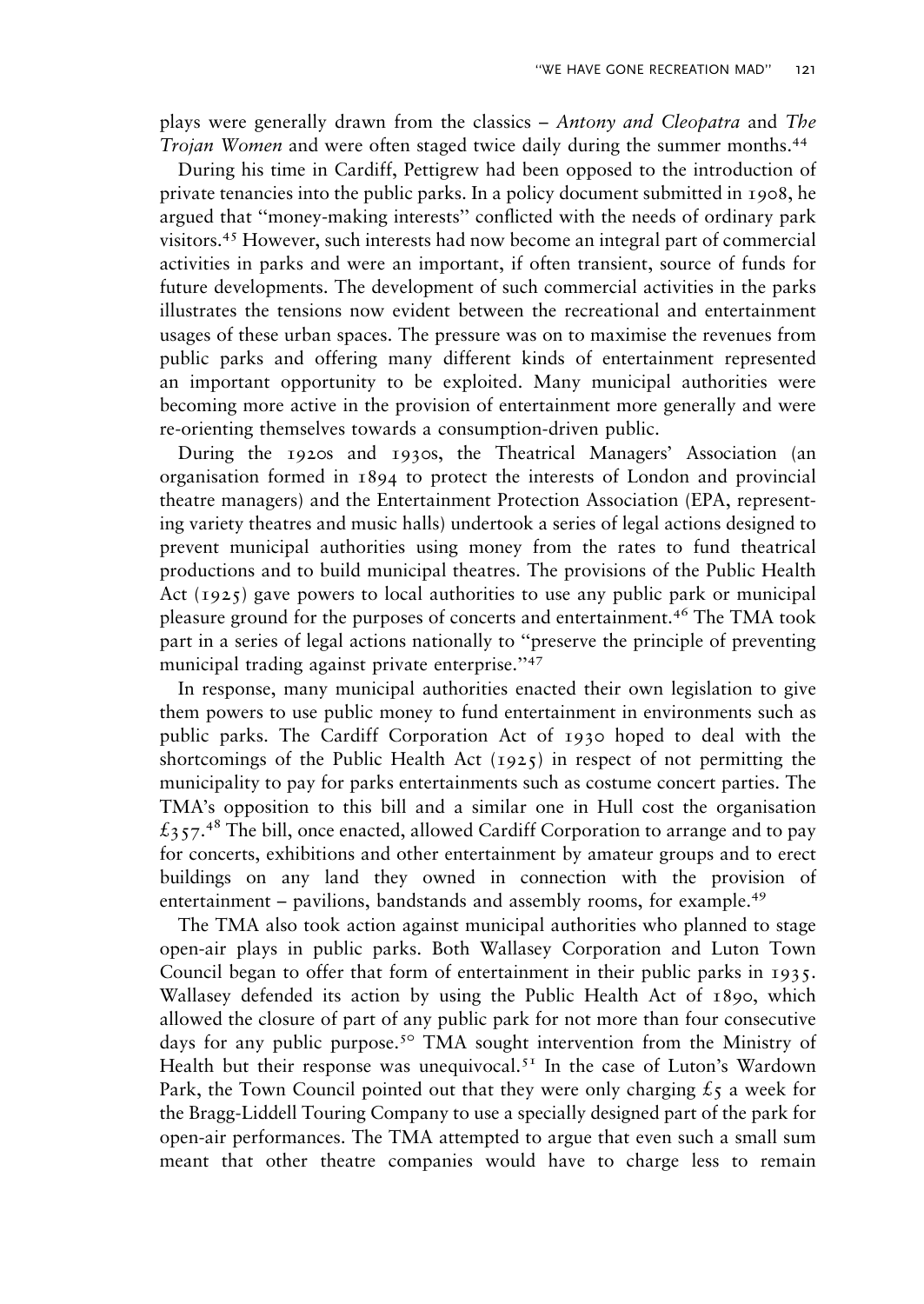plays were generally drawn from the classics – *Antony and Cleopatra* and *The Trojan Women* and were often staged twice daily during the summer months.[44]

During his time in Cardiff, Pettigrew had been opposed to the introduction of private tenancies into the public parks. In a policy document submitted in 1908, he argued that "money-making interests" conflicted with the needs of ordinary park visitors.[45] However, such interests had now become an integral part of commercial activities in parks and were an important, if often transient, source of funds for future developments. The development of such commercial activities in the parks illustrates the tensions now evident between the recreational and entertainment usages of these urban spaces. The pressure was on to maximise the revenues from public parks and offering many different kinds of entertainment represented an important opportunity to be exploited. Many municipal authorities were becoming more active in the provision of entertainment more generally and were re-orienting themselves towards a consumption-driven public.

During the 1920s and 1930s, the Theatrical Managers' Association (an organisation formed in 1894 to protect the interests of London and provincial theatre managers) and the Entertainment Protection Association (EPA, representing variety theatres and music halls) undertook a series of legal actions designed to prevent municipal authorities using money from the rates to fund theatrical productions and to build municipal theatres. The provisions of the Public Health Act (1925) gave powers to local authorities to use any public park or municipal pleasure ground for the purposes of concerts and entertainment.[46] The TMA took part in a series of legal actions nationally to "preserve the principle of preventing municipal trading against private enterprise."[47]

In response, many municipal authorities enacted their own legislation to give them powers to use public money to fund entertainment in environments such as public parks. The Cardiff Corporation Act of 1930 hoped to deal with the shortcomings of the Public Health Act (1925) in respect of not permitting the municipality to pay for parks entertainments such as costume concert parties. The TMA's opposition to this bill and a similar one in Hull cost the organisation £357.[48] The bill, once enacted, allowed Cardiff Corporation to arrange and to pay for concerts, exhibitions and other entertainment by amateur groups and to erect buildings on any land they owned in connection with the provision of entertainment – pavilions, bandstands and assembly rooms, for example.[49]

The TMA also took action against municipal authorities who planned to stage open-air plays in public parks. Both Wallasey Corporation and Luton Town Council began to offer that form of entertainment in their public parks in 1935. Wallasey defended its action by using the Public Health Act of 1890, which allowed the closure of part of any public park for not more than four consecutive days for any public purpose.[50] TMA sought intervention from the Ministry of Health but their response was unequivocal.[51] In the case of Luton's Wardown Park, the Town Council pointed out that they were only charging £5 a week for the Bragg-Liddell Touring Company to use a specially designed part of the park for open-air performances. The TMA attempted to argue that even such a small sum meant that other theatre companies would have to charge less to remain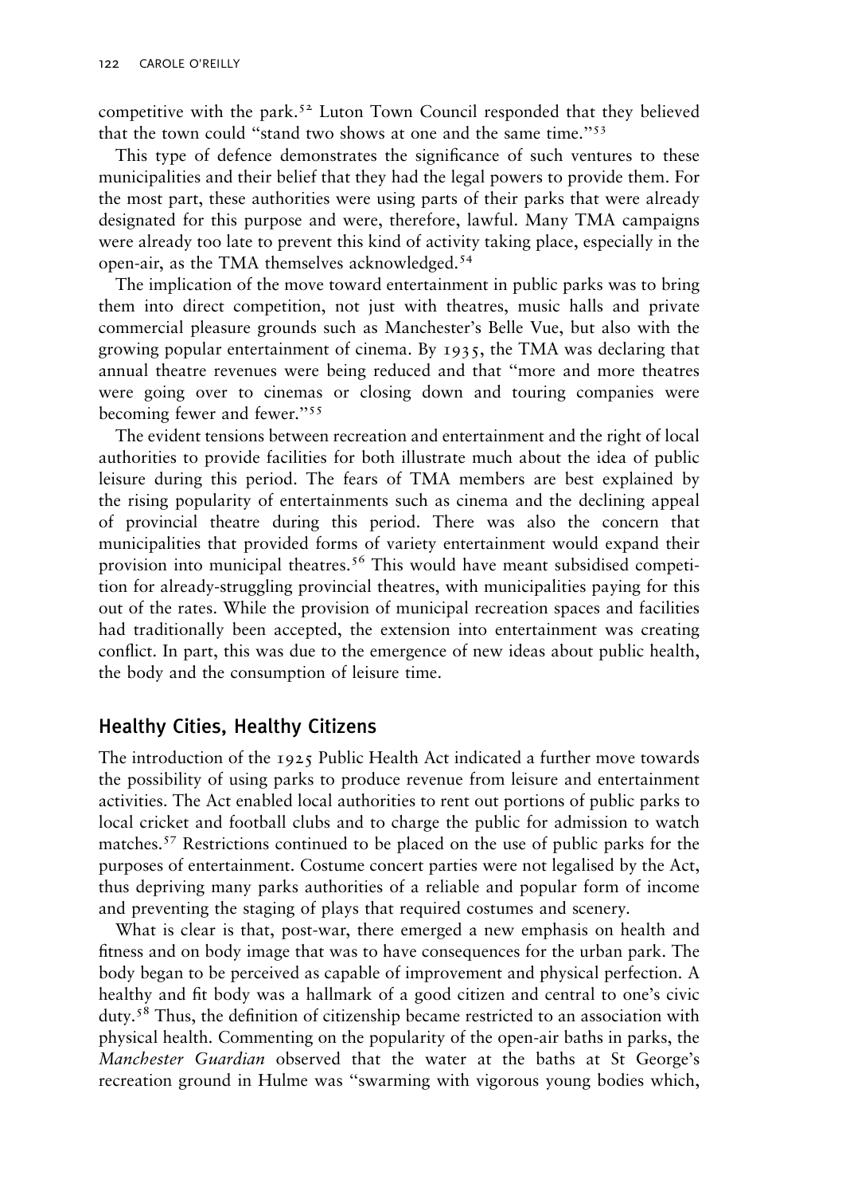competitive with the park.[52] Luton Town Council responded that they believed that the town could "stand two shows at one and the same time."[53]

This type of defence demonstrates the significance of such ventures to these municipalities and their belief that they had the legal powers to provide them. For the most part, these authorities were using parts of their parks that were already designated for this purpose and were, therefore, lawful. Many TMA campaigns were already too late to prevent this kind of activity taking place, especially in the open-air, as the TMA themselves acknowledged.[54]

The implication of the move toward entertainment in public parks was to bring them into direct competition, not just with theatres, music halls and private commercial pleasure grounds such as Manchester's Belle Vue, but also with the growing popular entertainment of cinema. By 1935, the TMA was declaring that annual theatre revenues were being reduced and that "more and more theatres were going over to cinemas or closing down and touring companies were becoming fewer and fewer."[55]

The evident tensions between recreation and entertainment and the right of local authorities to provide facilities for both illustrate much about the idea of public leisure during this period. The fears of TMA members are best explained by the rising popularity of entertainments such as cinema and the declining appeal of provincial theatre during this period. There was also the concern that municipalities that provided forms of variety entertainment would expand their provision into municipal theatres.[56] This would have meant subsidised competition for already-struggling provincial theatres, with municipalities paying for this out of the rates. While the provision of municipal recreation spaces and facilities had traditionally been accepted, the extension into entertainment was creating conflict. In part, this was due to the emergence of new ideas about public health, the body and the consumption of leisure time.

## Healthy Cities, Healthy Citizens

The introduction of the 1925 Public Health Act indicated a further move towards the possibility of using parks to produce revenue from leisure and entertainment activities. The Act enabled local authorities to rent out portions of public parks to local cricket and football clubs and to charge the public for admission to watch matches.[57] Restrictions continued to be placed on the use of public parks for the purposes of entertainment. Costume concert parties were not legalised by the Act, thus depriving many parks authorities of a reliable and popular form of income and preventing the staging of plays that required costumes and scenery.

What is clear is that, post-war, there emerged a new emphasis on health and fitness and on body image that was to have consequences for the urban park. The body began to be perceived as capable of improvement and physical perfection. A healthy and fit body was a hallmark of a good citizen and central to one's civic duty.[58] Thus, the definition of citizenship became restricted to an association with physical health. Commenting on the popularity of the open-air baths in parks, the *Manchester Guardian* observed that the water at the baths at St George's recreation ground in Hulme was "swarming with vigorous young bodies which,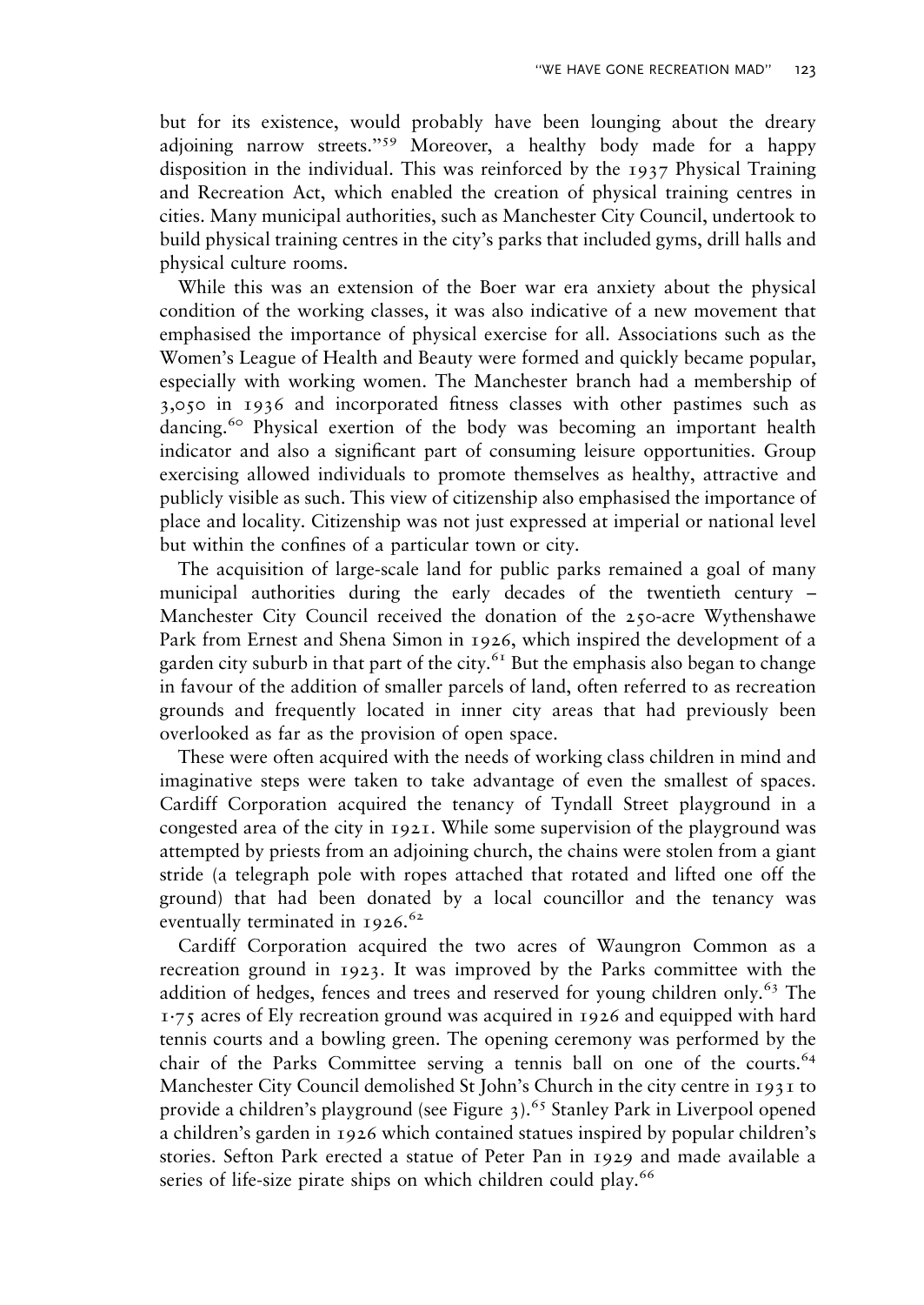but for its existence, would probably have been lounging about the dreary adjoining narrow streets."[59] Moreover, a healthy body made for a happy disposition in the individual. This was reinforced by the 1937 Physical Training and Recreation Act, which enabled the creation of physical training centres in cities. Many municipal authorities, such as Manchester City Council, undertook to build physical training centres in the city's parks that included gyms, drill halls and physical culture rooms.

While this was an extension of the Boer war era anxiety about the physical condition of the working classes, it was also indicative of a new movement that emphasised the importance of physical exercise for all. Associations such as the Women's League of Health and Beauty were formed and quickly became popular, especially with working women. The Manchester branch had a membership of 3,050 in 1936 and incorporated fitness classes with other pastimes such as dancing.[60] Physical exertion of the body was becoming an important health indicator and also a significant part of consuming leisure opportunities. Group exercising allowed individuals to promote themselves as healthy, attractive and publicly visible as such. This view of citizenship also emphasised the importance of place and locality. Citizenship was not just expressed at imperial or national level but within the confines of a particular town or city.

The acquisition of large-scale land for public parks remained a goal of many municipal authorities during the early decades of the twentieth century – Manchester City Council received the donation of the 250-acre Wythenshawe Park from Ernest and Shena Simon in 1926, which inspired the development of a garden city suburb in that part of the city.[61] But the emphasis also began to change in favour of the addition of smaller parcels of land, often referred to as recreation grounds and frequently located in inner city areas that had previously been overlooked as far as the provision of open space.

These were often acquired with the needs of working class children in mind and imaginative steps were taken to take advantage of even the smallest of spaces. Cardiff Corporation acquired the tenancy of Tyndall Street playground in a congested area of the city in 1921. While some supervision of the playground was attempted by priests from an adjoining church, the chains were stolen from a giant stride (a telegraph pole with ropes attached that rotated and lifted one off the ground) that had been donated by a local councillor and the tenancy was eventually terminated in 1926.[62]

Cardiff Corporation acquired the two acres of Waungron Common as a recreation ground in 1923. It was improved by the Parks committee with the addition of hedges, fences and trees and reserved for young children only.[63] The 1·75 acres of Ely recreation ground was acquired in 1926 and equipped with hard tennis courts and a bowling green. The opening ceremony was performed by the chair of the Parks Committee serving a tennis ball on one of the courts.[64] Manchester City Council demolished St John's Church in the city centre in 1931 to provide a children's playground (see Figure 3).[65] Stanley Park in Liverpool opened a children's garden in 1926 which contained statues inspired by popular children's stories. Sefton Park erected a statue of Peter Pan in 1929 and made available a series of life-size pirate ships on which children could play.[66]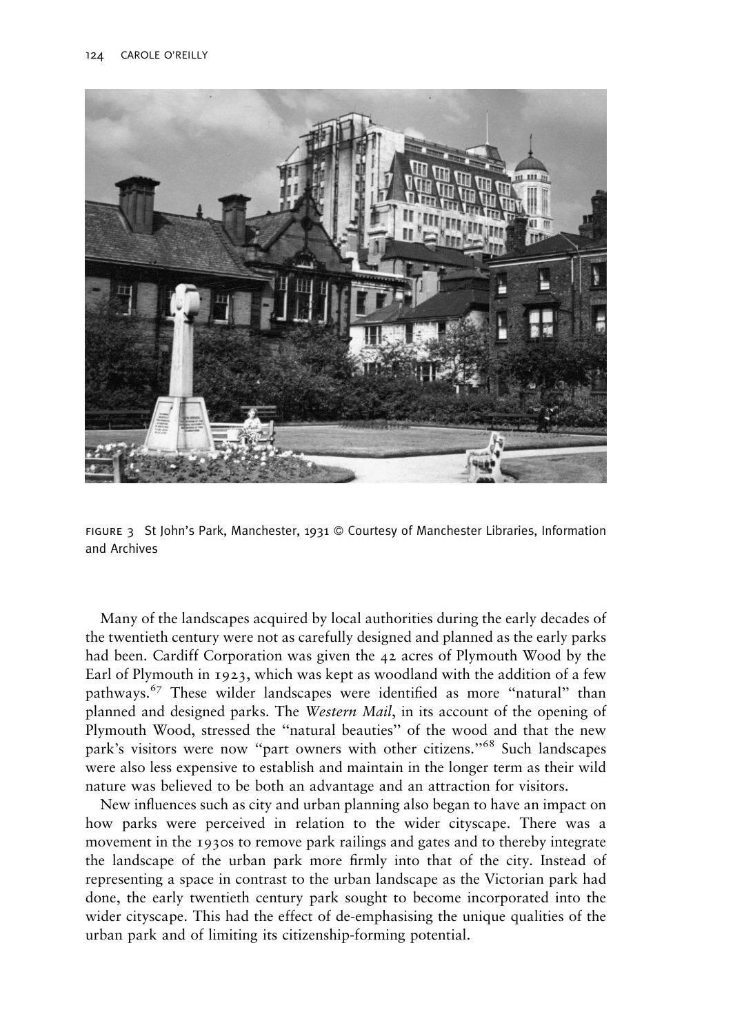FIGURE 3 St John's Park, Manchester, 1931 © Courtesy of Manchester Libraries, Information and Archives

Many of the landscapes acquired by local authorities during the early decades of the twentieth century were not as carefully designed and planned as the early parks had been. Cardiff Corporation was given the 42 acres of Plymouth Wood by the Earl of Plymouth in 1923, which was kept as woodland with the addition of a few pathways.[67] These wilder landscapes were identified as more "natural" than planned and designed parks. The *Western Mail*, in its account of the opening of Plymouth Wood, stressed the "natural beauties" of the wood and that the new park's visitors were now "part owners with other citizens."[68] Such landscapes were also less expensive to establish and maintain in the longer term as their wild nature was believed to be both an advantage and an attraction for visitors.

New influences such as city and urban planning also began to have an impact on how parks were perceived in relation to the wider cityscape. There was a movement in the 1930s to remove park railings and gates and to thereby integrate the landscape of the urban park more firmly into that of the city. Instead of representing a space in contrast to the urban landscape as the Victorian park had done, the early twentieth century park sought to become incorporated into the wider cityscape. This had the effect of de-emphasising the unique qualities of the urban park and of limiting its citizenship-forming potential.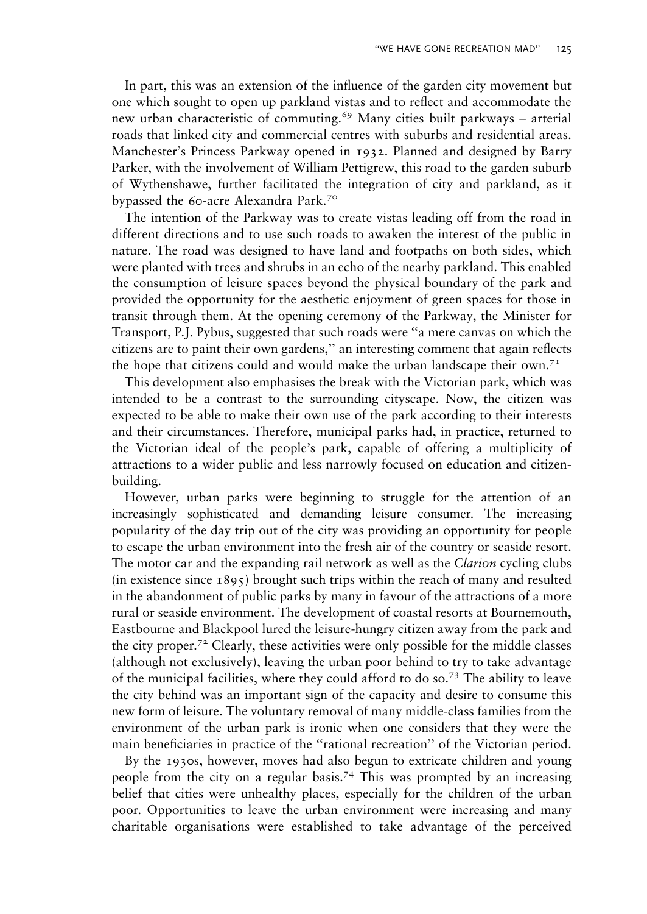In part, this was an extension of the influence of the garden city movement but one which sought to open up parkland vistas and to reflect and accommodate the new urban characteristic of commuting.[69] Many cities built parkways – arterial roads that linked city and commercial centres with suburbs and residential areas. Manchester's Princess Parkway opened in 1932. Planned and designed by Barry Parker, with the involvement of William Pettigrew, this road to the garden suburb of Wythenshawe, further facilitated the integration of city and parkland, as it bypassed the 60-acre Alexandra Park.[70]

The intention of the Parkway was to create vistas leading off from the road in different directions and to use such roads to awaken the interest of the public in nature. The road was designed to have land and footpaths on both sides, which were planted with trees and shrubs in an echo of the nearby parkland. This enabled the consumption of leisure spaces beyond the physical boundary of the park and provided the opportunity for the aesthetic enjoyment of green spaces for those in transit through them. At the opening ceremony of the Parkway, the Minister for Transport, P.J. Pybus, suggested that such roads were "a mere canvas on which the citizens are to paint their own gardens," an interesting comment that again reflects the hope that citizens could and would make the urban landscape their own.[71]

This development also emphasises the break with the Victorian park, which was intended to be a contrast to the surrounding cityscape. Now, the citizen was expected to be able to make their own use of the park according to their interests and their circumstances. Therefore, municipal parks had, in practice, returned to the Victorian ideal of the people's park, capable of offering a multiplicity of attractions to a wider public and less narrowly focused on education and citizen-building.

However, urban parks were beginning to struggle for the attention of an increasingly sophisticated and demanding leisure consumer. The increasing popularity of the day trip out of the city was providing an opportunity for people to escape the urban environment into the fresh air of the country or seaside resort. The motor car and the expanding rail network as well as the *Clarion* cycling clubs (in existence since 1895) brought such trips within the reach of many and resulted in the abandonment of public parks by many in favour of the attractions of a more rural or seaside environment. The development of coastal resorts at Bournemouth, Eastbourne and Blackpool lured the leisure-hungry citizen away from the park and the city proper.[72] Clearly, these activities were only possible for the middle classes (although not exclusively), leaving the urban poor behind to try to take advantage of the municipal facilities, where they could afford to do so.[73] The ability to leave the city behind was an important sign of the capacity and desire to consume this new form of leisure. The voluntary removal of many middle-class families from the environment of the urban park is ironic when one considers that they were the main beneficiaries in practice of the "rational recreation" of the Victorian period.

By the 1930s, however, moves had also begun to extricate children and young people from the city on a regular basis.[74] This was prompted by an increasing belief that cities were unhealthy places, especially for the children of the urban poor. Opportunities to leave the urban environment were increasing and many charitable organisations were established to take advantage of the perceived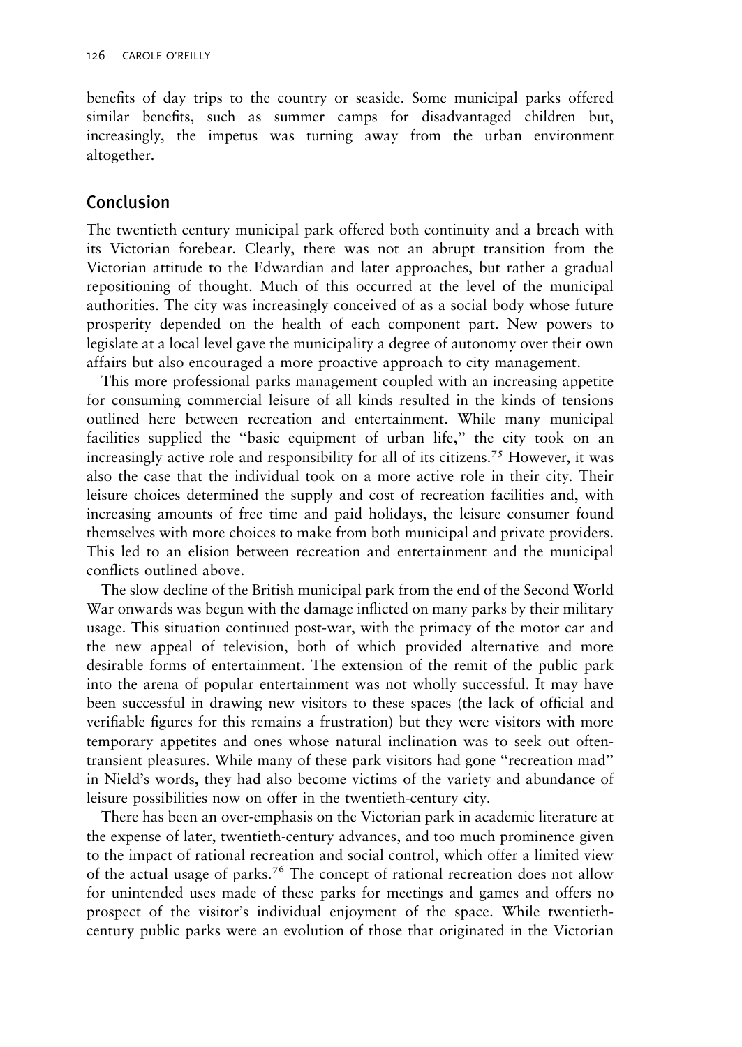benefits of day trips to the country or seaside. Some municipal parks offered similar benefits, such as summer camps for disadvantaged children but, increasingly, the impetus was turning away from the urban environment altogether.

## Conclusion

The twentieth century municipal park offered both continuity and a breach with its Victorian forebear. Clearly, there was not an abrupt transition from the Victorian attitude to the Edwardian and later approaches, but rather a gradual repositioning of thought. Much of this occurred at the level of the municipal authorities. The city was increasingly conceived of as a social body whose future prosperity depended on the health of each component part. New powers to legislate at a local level gave the municipality a degree of autonomy over their own affairs but also encouraged a more proactive approach to city management.

This more professional parks management coupled with an increasing appetite for consuming commercial leisure of all kinds resulted in the kinds of tensions outlined here between recreation and entertainment. While many municipal facilities supplied the "basic equipment of urban life," the city took on an increasingly active role and responsibility for all of its citizens.[75] However, it was also the case that the individual took on a more active role in their city. Their leisure choices determined the supply and cost of recreation facilities and, with increasing amounts of free time and paid holidays, the leisure consumer found themselves with more choices to make from both municipal and private providers. This led to an elision between recreation and entertainment and the municipal conflicts outlined above.

The slow decline of the British municipal park from the end of the Second World War onwards was begun with the damage inflicted on many parks by their military usage. This situation continued post-war, with the primacy of the motor car and the new appeal of television, both of which provided alternative and more desirable forms of entertainment. The extension of the remit of the public park into the arena of popular entertainment was not wholly successful. It may have been successful in drawing new visitors to these spaces (the lack of official and verifiable figures for this remains a frustration) but they were visitors with more temporary appetites and ones whose natural inclination was to seek out often-transient pleasures. While many of these park visitors had gone "recreation mad" in Nield's words, they had also become victims of the variety and abundance of leisure possibilities now on offer in the twentieth-century city.

There has been an over-emphasis on the Victorian park in academic literature at the expense of later, twentieth-century advances, and too much prominence given to the impact of rational recreation and social control, which offer a limited view of the actual usage of parks.[76] The concept of rational recreation does not allow for unintended uses made of these parks for meetings and games and offers no prospect of the visitor's individual enjoyment of the space. While twentieth-century public parks were an evolution of those that originated in the Victorian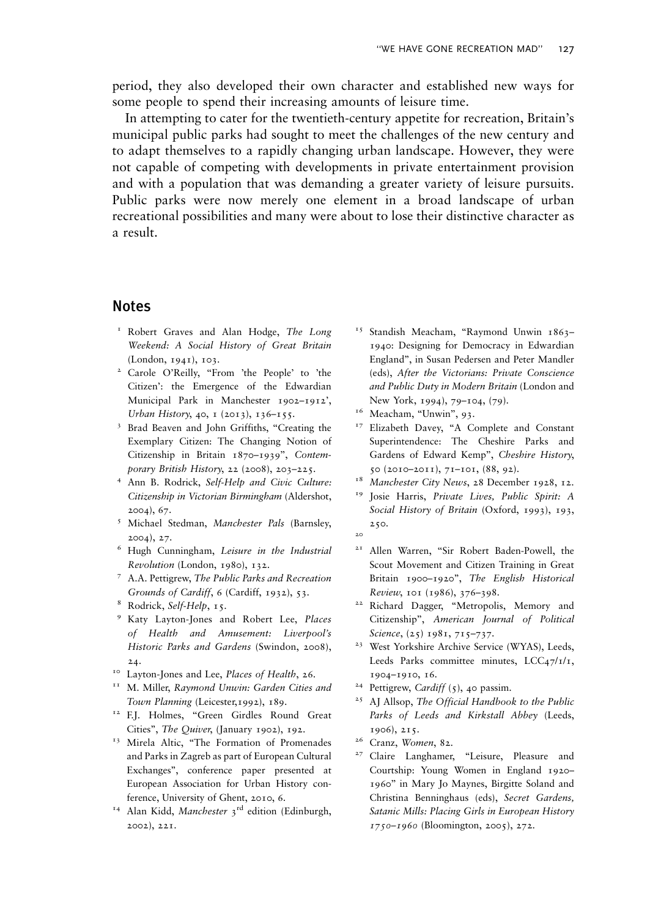period, they also developed their own character and established new ways for some people to spend their increasing amounts of leisure time.

In attempting to cater for the twentieth-century appetite for recreation, Britain's municipal public parks had sought to meet the challenges of the new century and to adapt themselves to a rapidly changing urban landscape. However, they were not capable of competing with developments in private entertainment provision and with a population that was demanding a greater variety of leisure pursuits. Public parks were now merely one element in a broad landscape of urban recreational possibilities and many were about to lose their distinctive character as a result.

## Notes

1. Robert Graves and Alan Hodge, *The Long Weekend: A Social History of Great Britain* (London, 1941), 103.
2. Carole O'Reilly, "From 'the People' to 'the Citizen': the Emergence of the Edwardian Municipal Park in Manchester 1902–1912', *Urban History*, 40, 1 (2013), 136–155.
3. Brad Beaven and John Griffiths, "Creating the Exemplary Citizen: The Changing Notion of Citizenship in Britain 1870–1939", *Contemporary British History*, 22 (2008), 203–225.
4. Ann B. Rodrick, *Self-Help and Civic Culture: Citizenship in Victorian Birmingham* (Aldershot, 2004), 67.
5. Michael Stedman, *Manchester Pals* (Barnsley, 2004), 27.
6. Hugh Cunningham, *Leisure in the Industrial Revolution* (London, 1980), 132.
7. A.A. Pettigrew, *The Public Parks and Recreation Grounds of Cardiff*, 6 (Cardiff, 1932), 53.
8. Rodrick, *Self-Help*, 15.
9. Katy Layton-Jones and Robert Lee, *Places of Health and Amusement: Liverpool's Historic Parks and Gardens* (Swindon, 2008), 24.
10. Layton-Jones and Lee, *Places of Health*, 26.
11. M. Miller, *Raymond Unwin: Garden Cities and Town Planning* (Leicester,1992), 189.
12. F.J. Holmes, "Green Girdles Round Great Cities", *The Quiver*, (January 1902), 192.
13. Mirela Altic, "The Formation of Promenades and Parks in Zagreb as part of European Cultural Exchanges", conference paper presented at European Association for Urban History conference, University of Ghent, 2010, 6.
14. Alan Kidd, *Manchester* 3rd edition (Edinburgh, 2002), 221.
15. Standish Meacham, "Raymond Unwin 1863–1940: Designing for Democracy in Edwardian England", in Susan Pedersen and Peter Mandler (eds), *After the Victorians: Private Conscience and Public Duty in Modern Britain* (London and New York, 1994), 79–104, (79).
16. Meacham, "Unwin", 93.
17. Elizabeth Davey, "A Complete and Constant Superintendence: The Cheshire Parks and Gardens of Edward Kemp", *Cheshire History*, 50 (2010–2011), 71–101, (88, 92).
18. *Manchester City News*, 28 December 1928, 12.
19. Josie Harris, *Private Lives, Public Spirit: A Social History of Britain* (Oxford, 1993), 193, 250.
20.
21. Allen Warren, "Sir Robert Baden-Powell, the Scout Movement and Citizen Training in Great Britain 1900–1920", *The English Historical Review*, 101 (1986), 376–398.
22. Richard Dagger, "Metropolis, Memory and Citizenship", *American Journal of Political Science*, (25) 1981, 715–737.
23. West Yorkshire Archive Service (WYAS), Leeds, Leeds Parks committee minutes, LCC47/1/1, 1904–1910, 16.
24. Pettigrew, *Cardiff* (5), 40 passim.
25. AJ Allsop, *The Official Handbook to the Public Parks of Leeds and Kirkstall Abbey* (Leeds, 1906), 215.
26. Cranz, *Women*, 82.
27. Claire Langhamer, "Leisure, Pleasure and Courtship: Young Women in England 1920–1960" in Mary Jo Maynes, Birgitte Soland and Christina Benninghaus (eds), *Secret Gardens, Satanic Mills: Placing Girls in European History 1750–1960* (Bloomington, 2005), 272.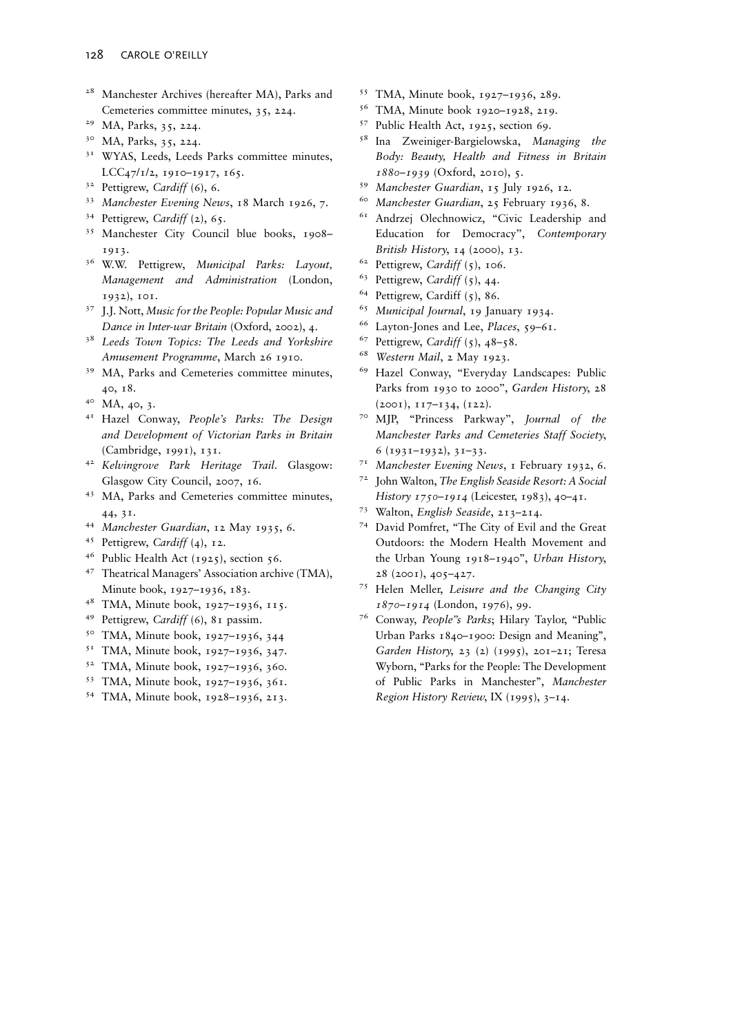[28] Manchester Archives (hereafter MA), Parks and Cemeteries committee minutes, 35, 224.

[29] MA, Parks, 35, 224.

[30] MA, Parks, 35, 224.

[31] WYAS, Leeds, Leeds Parks committee minutes, LCC47/1/2, 1910–1917, 165.

[32] Pettigrew, *Cardiff* (6), 6.

[33] *Manchester Evening News*, 18 March 1926, 7.

[34] Pettigrew, *Cardiff* (2), 65.

[35] Manchester City Council blue books, 1908–1913.

[36] W.W. Pettigrew, *Municipal Parks: Layout, Management and Administration* (London, 1932), 101.

[37] J.J. Nott, *Music for the People: Popular Music and Dance in Inter-war Britain* (Oxford, 2002), 4.

[38] *Leeds Town Topics: The Leeds and Yorkshire Amusement Programme*, March 26 1910.

[39] MA, Parks and Cemeteries committee minutes, 40, 18.

[40] MA, 40, 3.

[41] Hazel Conway, *People's Parks: The Design and Development of Victorian Parks in Britain* (Cambridge, 1991), 131.

[42] *Kelvingrove Park Heritage Trail*. Glasgow: Glasgow City Council, 2007, 16.

[43] MA, Parks and Cemeteries committee minutes, 44, 31.

[44] *Manchester Guardian*, 12 May 1935, 6.

[45] Pettigrew, *Cardiff* (4), 12.

[46] Public Health Act (1925), section 56.

[47] Theatrical Managers' Association archive (TMA), Minute book, 1927–1936, 183.

[48] TMA, Minute book, 1927–1936, 115.

[49] Pettigrew, *Cardiff* (6), 81 passim.

[50] TMA, Minute book, 1927–1936, 344

[51] TMA, Minute book, 1927–1936, 347.

[52] TMA, Minute book, 1927–1936, 360.

[53] TMA, Minute book, 1927–1936, 361.

[54] TMA, Minute book, 1928–1936, 213.

[55] TMA, Minute book, 1927–1936, 289.

[56] TMA, Minute book 1920–1928, 219.

[57] Public Health Act, 1925, section 69.

[58] Ina Zweiniger-Bargielowska, *Managing the Body: Beauty, Health and Fitness in Britain 1880–1939* (Oxford, 2010), 5.

[59] *Manchester Guardian*, 15 July 1926, 12.

[60] *Manchester Guardian*, 25 February 1936, 8.

[61] Andrzej Olechnowicz, "Civic Leadership and Education for Democracy", *Contemporary British History*, 14 (2000), 13.

[62] Pettigrew, *Cardiff* (5), 106.

[63] Pettigrew, *Cardiff* (5), 44.

[64] Pettigrew, Cardiff (5), 86.

[65] *Municipal Journal*, 19 January 1934.

[66] Layton-Jones and Lee, *Places*, 59–61.

[67] Pettigrew, *Cardiff* (5), 48–58.

[68] *Western Mail*, 2 May 1923.

[69] Hazel Conway, "Everyday Landscapes: Public Parks from 1930 to 2000", *Garden History*, 28 (2001), 117–134, (122).

[70] MJP, "Princess Parkway", *Journal of the Manchester Parks and Cemeteries Staff Society*, 6 (1931–1932), 31–33.

[71] *Manchester Evening News*, 1 February 1932, 6.

[72] John Walton, *The English Seaside Resort: A Social History 1750–1914* (Leicester, 1983), 40–41.

[73] Walton, *English Seaside*, 213–214.

[74] David Pomfret, "The City of Evil and the Great Outdoors: the Modern Health Movement and the Urban Young 1918–1940", *Urban History*, 28 (2001), 405–427.

[75] Helen Meller, *Leisure and the Changing City 1870–1914* (London, 1976), 99.

[76] Conway, *People"s Parks*; Hilary Taylor, "Public Urban Parks 1840–1900: Design and Meaning", *Garden History*, 23 (2) (1995), 201–21; Teresa Wyborn, "Parks for the People: The Development of Public Parks in Manchester", *Manchester Region History Review*, IX (1995), 3–14.